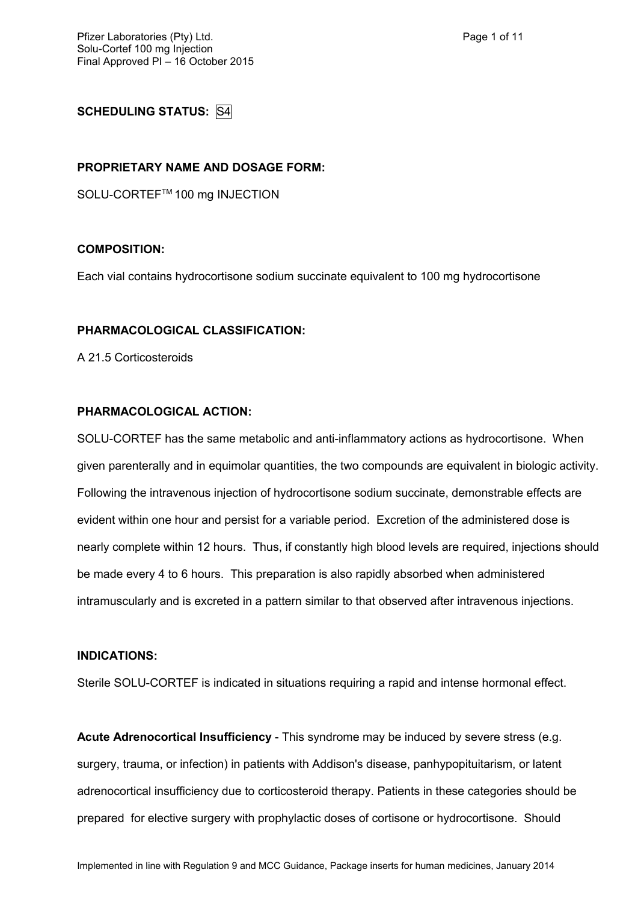**SCHEDULING STATUS:** S4

**PROPRIETARY NAME AND DOSAGE FORM:**

SOLU-CORTEF™ 100 mg INJECTION

**COMPOSITION:**

Each vial contains hydrocortisone sodium succinate equivalent to 100 mg hydrocortisone

**PHARMACOLOGICAL CLASSIFICATION:**

A 21.5 Corticosteroids

**PHARMACOLOGICAL ACTION:**

SOLU-CORTEF has the same metabolic and anti-inflammatory actions as hydrocortisone. When given parenterally and in equimolar quantities, the two compounds are equivalent in biologic activity. Following the intravenous injection of hydrocortisone sodium succinate, demonstrable effects are evident within one hour and persist for a variable period. Excretion of the administered dose is nearly complete within 12 hours. Thus, if constantly high blood levels are required, injections should be made every 4 to 6 hours. This preparation is also rapidly absorbed when administered intramuscularly and is excreted in a pattern similar to that observed after intravenous injections.

**INDICATIONS:**

Sterile SOLU-CORTEF is indicated in situations requiring a rapid and intense hormonal effect.

**Acute Adrenocortical Insufficiency** - This syndrome may be induced by severe stress (e.g. surgery, trauma, or infection) in patients with Addison's disease, panhypopituitarism, or latent adrenocortical insufficiency due to corticosteroid therapy. Patients in these categories should be prepared for elective surgery with prophylactic doses of cortisone or hydrocortisone. Should

Implemented in line with Regulation 9 and MCC Guidance, Package inserts for human medicines, January 2014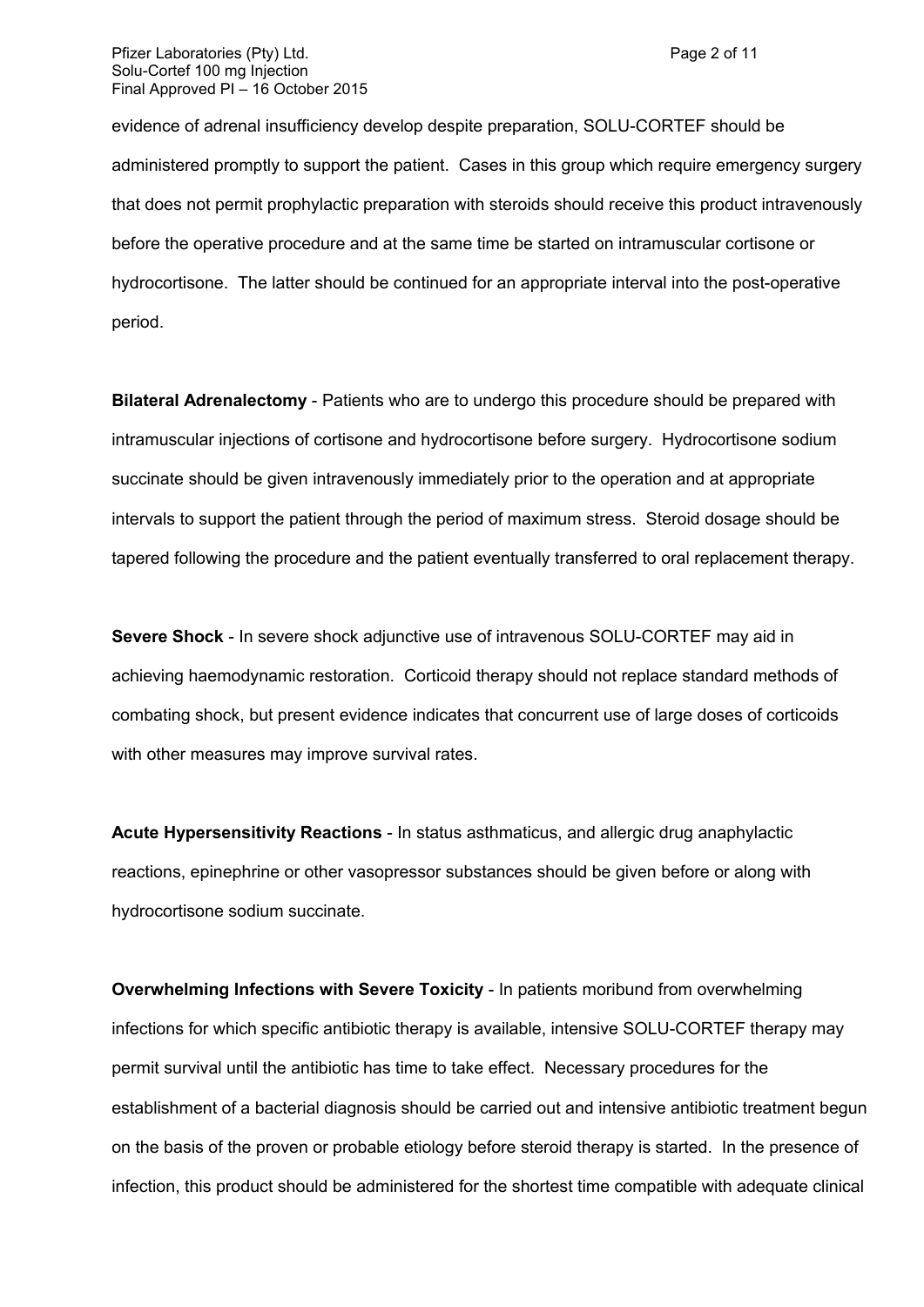evidence of adrenal insufficiency develop despite preparation, SOLU-CORTEF should be administered promptly to support the patient. Cases in this group which require emergency surgery that does not permit prophylactic preparation with steroids should receive this product intravenously before the operative procedure and at the same time be started on intramuscular cortisone or hydrocortisone. The latter should be continued for an appropriate interval into the post-operative period.

**Bilateral Adrenalectomy** - Patients who are to undergo this procedure should be prepared with intramuscular injections of cortisone and hydrocortisone before surgery. Hydrocortisone sodium succinate should be given intravenously immediately prior to the operation and at appropriate intervals to support the patient through the period of maximum stress. Steroid dosage should be tapered following the procedure and the patient eventually transferred to oral replacement therapy.

**Severe Shock** - In severe shock adjunctive use of intravenous SOLU-CORTEF may aid in achieving haemodynamic restoration. Corticoid therapy should not replace standard methods of combating shock, but present evidence indicates that concurrent use of large doses of corticoids with other measures may improve survival rates.

**Acute Hypersensitivity Reactions** - In status asthmaticus, and allergic drug anaphylactic reactions, epinephrine or other vasopressor substances should be given before or along with hydrocortisone sodium succinate.

**Overwhelming Infections with Severe Toxicity** - In patients moribund from overwhelming infections for which specific antibiotic therapy is available, intensive SOLU-CORTEF therapy may permit survival until the antibiotic has time to take effect. Necessary procedures for the establishment of a bacterial diagnosis should be carried out and intensive antibiotic treatment begun on the basis of the proven or probable etiology before steroid therapy is started. In the presence of infection, this product should be administered for the shortest time compatible with adequate clinical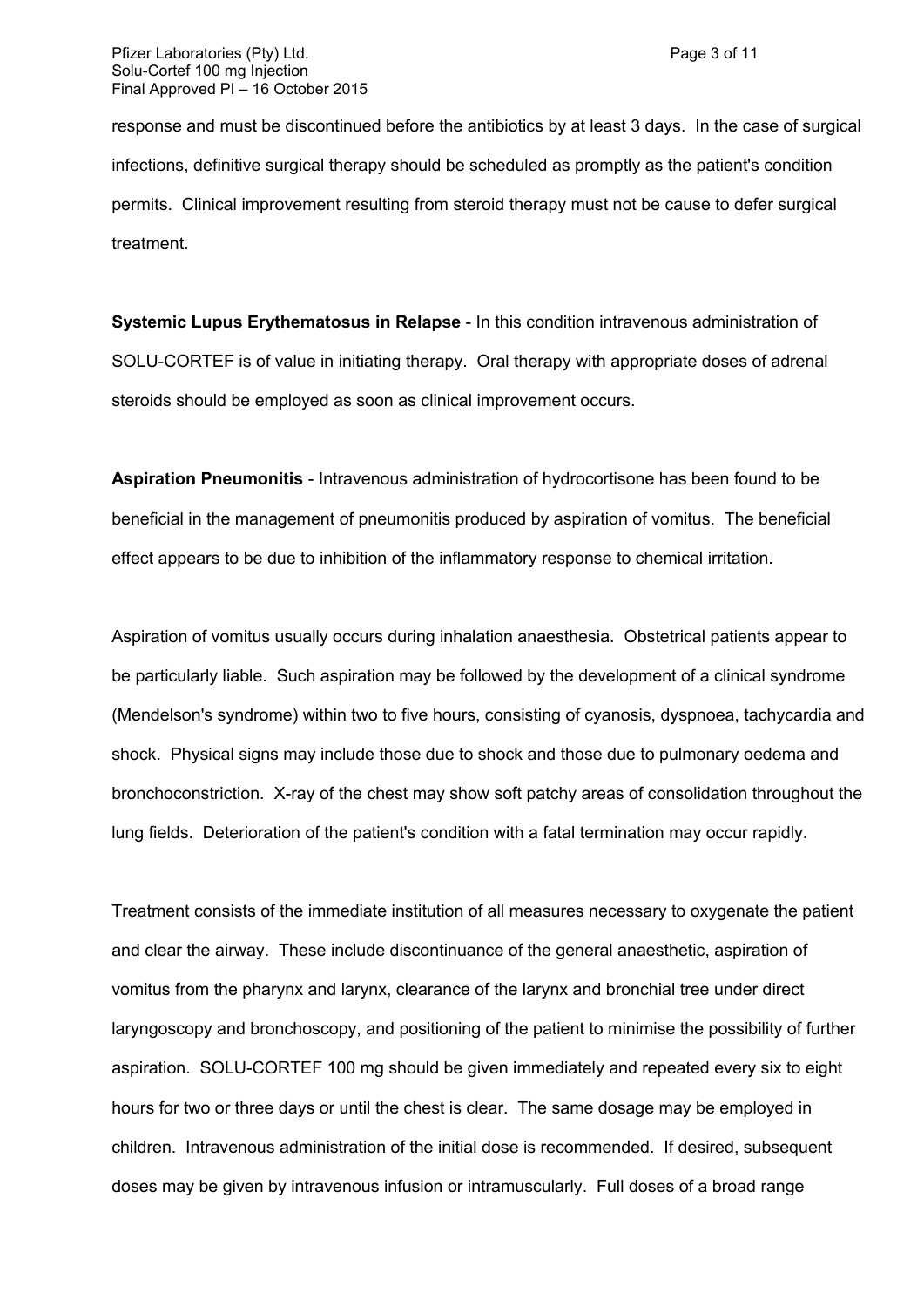response and must be discontinued before the antibiotics by at least 3 days. In the case of surgical infections, definitive surgical therapy should be scheduled as promptly as the patient's condition permits. Clinical improvement resulting from steroid therapy must not be cause to defer surgical treatment.

**Systemic Lupus Erythematosus in Relapse** - In this condition intravenous administration of SOLU-CORTEF is of value in initiating therapy. Oral therapy with appropriate doses of adrenal steroids should be employed as soon as clinical improvement occurs.

**Aspiration Pneumonitis** - Intravenous administration of hydrocortisone has been found to be beneficial in the management of pneumonitis produced by aspiration of vomitus. The beneficial effect appears to be due to inhibition of the inflammatory response to chemical irritation.

Aspiration of vomitus usually occurs during inhalation anaesthesia. Obstetrical patients appear to be particularly liable. Such aspiration may be followed by the development of a clinical syndrome (Mendelson's syndrome) within two to five hours, consisting of cyanosis, dyspnoea, tachycardia and shock. Physical signs may include those due to shock and those due to pulmonary oedema and bronchoconstriction. X-ray of the chest may show soft patchy areas of consolidation throughout the lung fields. Deterioration of the patient's condition with a fatal termination may occur rapidly.

Treatment consists of the immediate institution of all measures necessary to oxygenate the patient and clear the airway. These include discontinuance of the general anaesthetic, aspiration of vomitus from the pharynx and larynx, clearance of the larynx and bronchial tree under direct laryngoscopy and bronchoscopy, and positioning of the patient to minimise the possibility of further aspiration. SOLU-CORTEF 100 mg should be given immediately and repeated every six to eight hours for two or three days or until the chest is clear. The same dosage may be employed in children. Intravenous administration of the initial dose is recommended. If desired, subsequent doses may be given by intravenous infusion or intramuscularly. Full doses of a broad range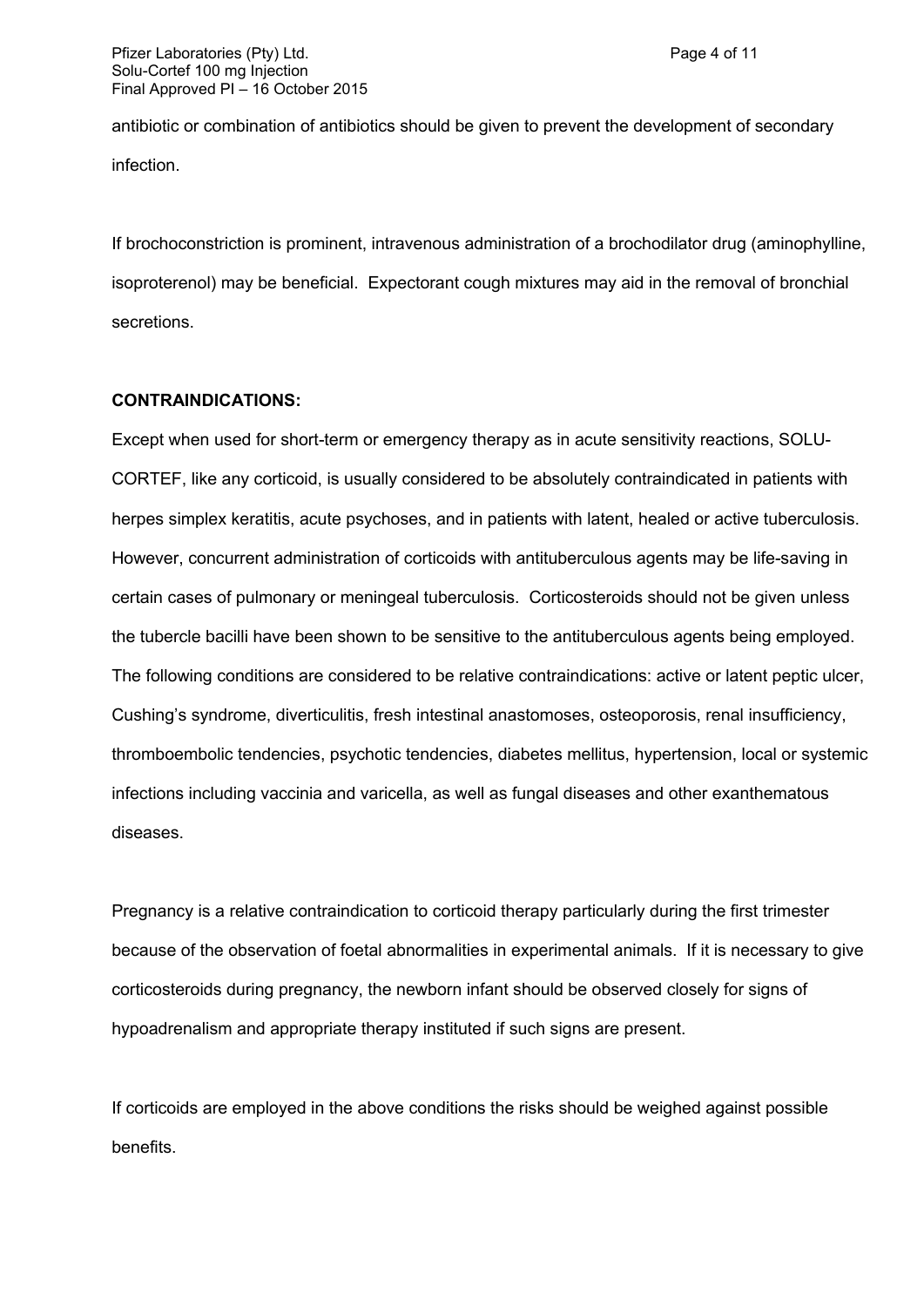antibiotic or combination of antibiotics should be given to prevent the development of secondary infection.

If brochoconstriction is prominent, intravenous administration of a brochodilator drug (aminophylline, isoproterenol) may be beneficial. Expectorant cough mixtures may aid in the removal of bronchial secretions.

**CONTRAINDICATIONS:**

Except when used for short-term or emergency therapy as in acute sensitivity reactions, SOLU-CORTEF, like any corticoid, is usually considered to be absolutely contraindicated in patients with herpes simplex keratitis, acute psychoses, and in patients with latent, healed or active tuberculosis. However, concurrent administration of corticoids with antituberculous agents may be life-saving in certain cases of pulmonary or meningeal tuberculosis. Corticosteroids should not be given unless the tubercle bacilli have been shown to be sensitive to the antituberculous agents being employed. The following conditions are considered to be relative contraindications: active or latent peptic ulcer, Cushing's syndrome, diverticulitis, fresh intestinal anastomoses, osteoporosis, renal insufficiency, thromboembolic tendencies, psychotic tendencies, diabetes mellitus, hypertension, local or systemic infections including vaccinia and varicella, as well as fungal diseases and other exanthematous diseases.

Pregnancy is a relative contraindication to corticoid therapy particularly during the first trimester because of the observation of foetal abnormalities in experimental animals. If it is necessary to give corticosteroids during pregnancy, the newborn infant should be observed closely for signs of hypoadrenalism and appropriate therapy instituted if such signs are present.

If corticoids are employed in the above conditions the risks should be weighed against possible benefits.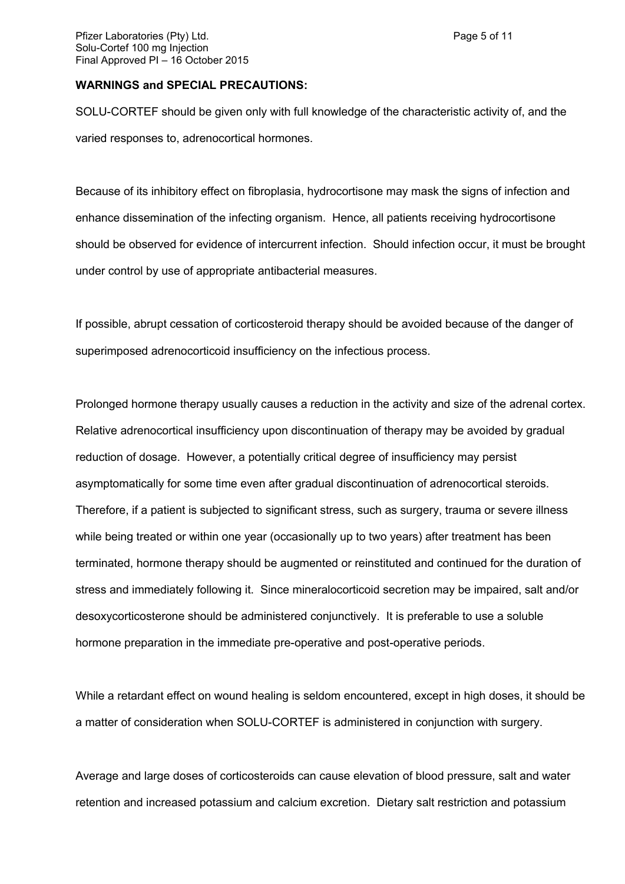**WARNINGS and SPECIAL PRECAUTIONS:**

SOLU-CORTEF should be given only with full knowledge of the characteristic activity of, and the varied responses to, adrenocortical hormones.

Because of its inhibitory effect on fibroplasia, hydrocortisone may mask the signs of infection and enhance dissemination of the infecting organism. Hence, all patients receiving hydrocortisone should be observed for evidence of intercurrent infection. Should infection occur, it must be brought under control by use of appropriate antibacterial measures.

If possible, abrupt cessation of corticosteroid therapy should be avoided because of the danger of superimposed adrenocorticoid insufficiency on the infectious process.

Prolonged hormone therapy usually causes a reduction in the activity and size of the adrenal cortex. Relative adrenocortical insufficiency upon discontinuation of therapy may be avoided by gradual reduction of dosage. However, a potentially critical degree of insufficiency may persist asymptomatically for some time even after gradual discontinuation of adrenocortical steroids. Therefore, if a patient is subjected to significant stress, such as surgery, trauma or severe illness while being treated or within one year (occasionally up to two years) after treatment has been terminated, hormone therapy should be augmented or reinstituted and continued for the duration of stress and immediately following it. Since mineralocorticoid secretion may be impaired, salt and/or desoxycorticosterone should be administered conjunctively. It is preferable to use a soluble hormone preparation in the immediate pre-operative and post-operative periods.

While a retardant effect on wound healing is seldom encountered, except in high doses, it should be a matter of consideration when SOLU-CORTEF is administered in conjunction with surgery.

Average and large doses of corticosteroids can cause elevation of blood pressure, salt and water retention and increased potassium and calcium excretion. Dietary salt restriction and potassium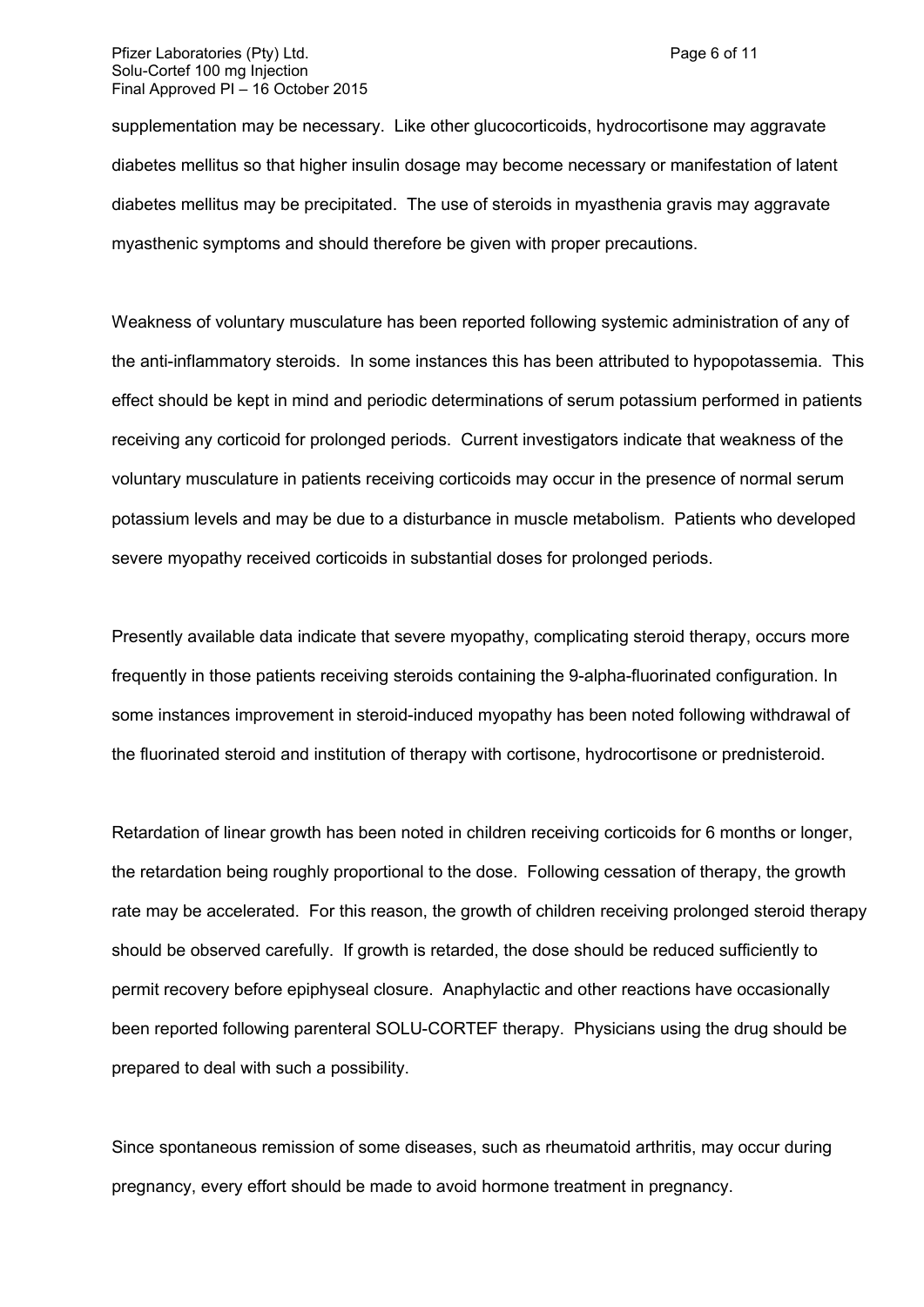supplementation may be necessary. Like other glucocorticoids, hydrocortisone may aggravate diabetes mellitus so that higher insulin dosage may become necessary or manifestation of latent diabetes mellitus may be precipitated. The use of steroids in myasthenia gravis may aggravate myasthenic symptoms and should therefore be given with proper precautions.

Weakness of voluntary musculature has been reported following systemic administration of any of the anti-inflammatory steroids. In some instances this has been attributed to hypopotassemia. This effect should be kept in mind and periodic determinations of serum potassium performed in patients receiving any corticoid for prolonged periods. Current investigators indicate that weakness of the voluntary musculature in patients receiving corticoids may occur in the presence of normal serum potassium levels and may be due to a disturbance in muscle metabolism. Patients who developed severe myopathy received corticoids in substantial doses for prolonged periods.

Presently available data indicate that severe myopathy, complicating steroid therapy, occurs more frequently in those patients receiving steroids containing the 9-alpha-fluorinated configuration. In some instances improvement in steroid-induced myopathy has been noted following withdrawal of the fluorinated steroid and institution of therapy with cortisone, hydrocortisone or prednisteroid.

Retardation of linear growth has been noted in children receiving corticoids for 6 months or longer, the retardation being roughly proportional to the dose. Following cessation of therapy, the growth rate may be accelerated. For this reason, the growth of children receiving prolonged steroid therapy should be observed carefully. If growth is retarded, the dose should be reduced sufficiently to permit recovery before epiphyseal closure. Anaphylactic and other reactions have occasionally been reported following parenteral SOLU-CORTEF therapy. Physicians using the drug should be prepared to deal with such a possibility.

Since spontaneous remission of some diseases, such as rheumatoid arthritis, may occur during pregnancy, every effort should be made to avoid hormone treatment in pregnancy.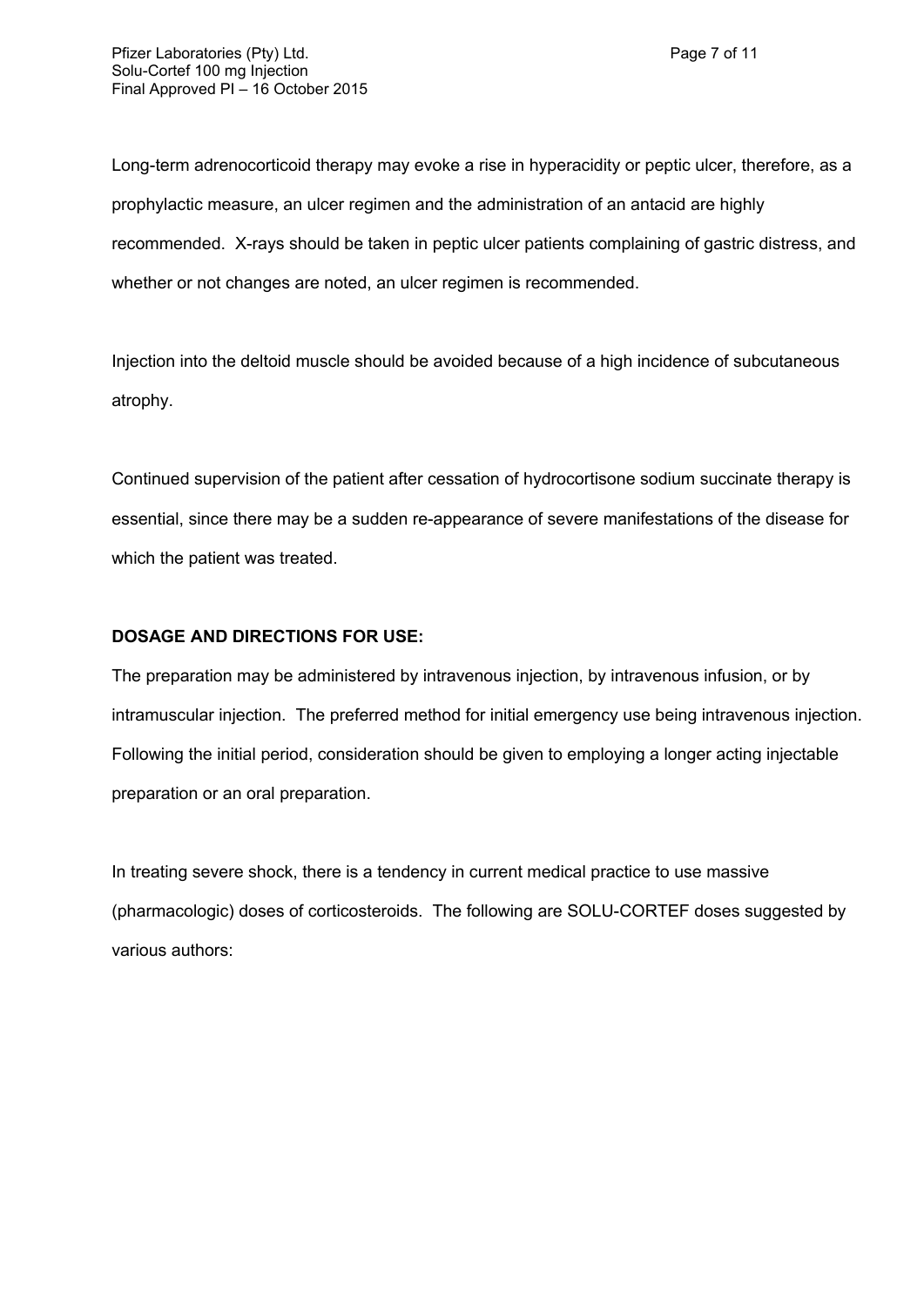Long-term adrenocorticoid therapy may evoke a rise in hyperacidity or peptic ulcer, therefore, as a prophylactic measure, an ulcer regimen and the administration of an antacid are highly recommended. X-rays should be taken in peptic ulcer patients complaining of gastric distress, and whether or not changes are noted, an ulcer regimen is recommended.

Injection into the deltoid muscle should be avoided because of a high incidence of subcutaneous atrophy.

Continued supervision of the patient after cessation of hydrocortisone sodium succinate therapy is essential, since there may be a sudden re-appearance of severe manifestations of the disease for which the patient was treated.

**DOSAGE AND DIRECTIONS FOR USE:**

The preparation may be administered by intravenous injection, by intravenous infusion, or by intramuscular injection. The preferred method for initial emergency use being intravenous injection. Following the initial period, consideration should be given to employing a longer acting injectable preparation or an oral preparation.

In treating severe shock, there is a tendency in current medical practice to use massive (pharmacologic) doses of corticosteroids. The following are SOLU-CORTEF doses suggested by various authors: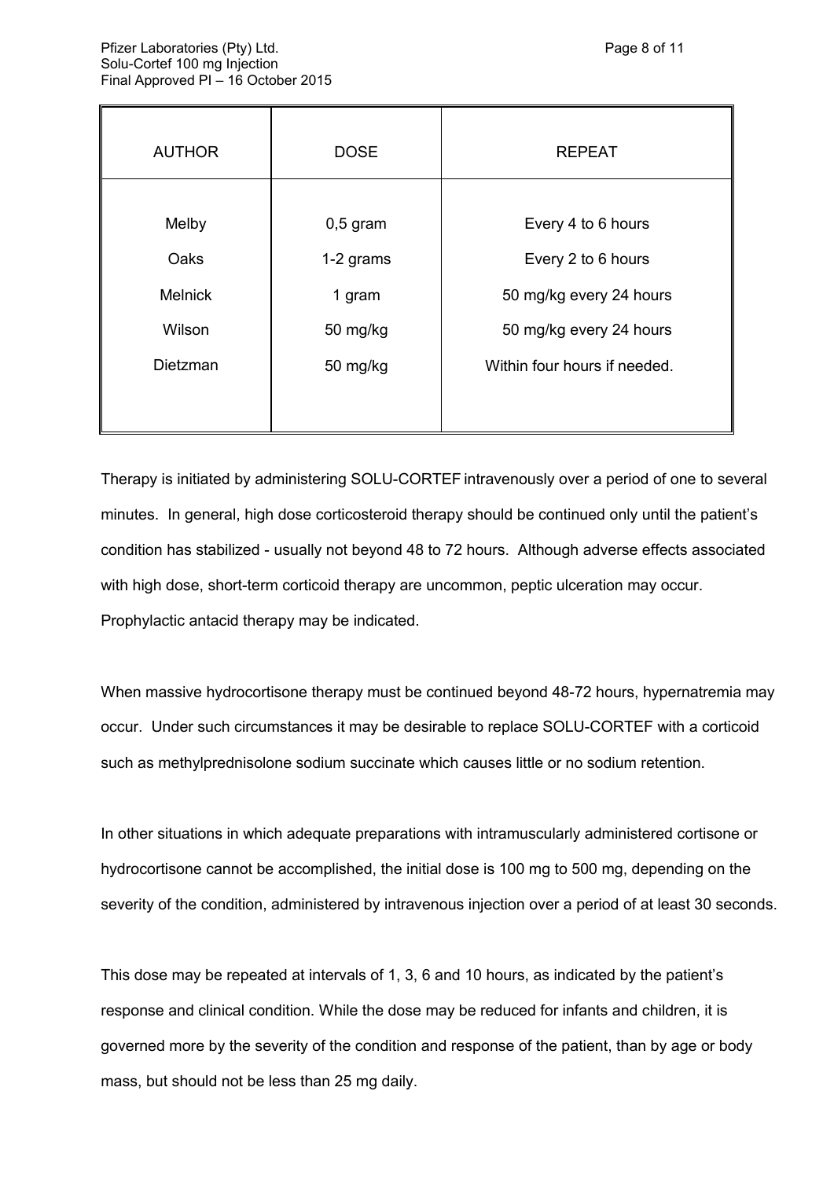| AUTHOR | DOSE | REPEAT |
|---|---|---|
| Melby | 0,5 gram | Every 4 to 6 hours |
| Oaks | 1-2 grams | Every 2 to 6 hours |
| Melnick | 1 gram | 50 mg/kg every 24 hours |
| Wilson | 50 mg/kg | 50 mg/kg every 24 hours |
| Dietzman | 50 mg/kg | Within four hours if needed. |

Therapy is initiated by administering SOLU-CORTEF intravenously over a period of one to several minutes. In general, high dose corticosteroid therapy should be continued only until the patient's condition has stabilized - usually not beyond 48 to 72 hours. Although adverse effects associated with high dose, short-term corticoid therapy are uncommon, peptic ulceration may occur. Prophylactic antacid therapy may be indicated.

When massive hydrocortisone therapy must be continued beyond 48-72 hours, hypernatremia may occur. Under such circumstances it may be desirable to replace SOLU-CORTEF with a corticoid such as methylprednisolone sodium succinate which causes little or no sodium retention.

In other situations in which adequate preparations with intramuscularly administered cortisone or hydrocortisone cannot be accomplished, the initial dose is 100 mg to 500 mg, depending on the severity of the condition, administered by intravenous injection over a period of at least 30 seconds.

This dose may be repeated at intervals of 1, 3, 6 and 10 hours, as indicated by the patient's response and clinical condition. While the dose may be reduced for infants and children, it is governed more by the severity of the condition and response of the patient, than by age or body mass, but should not be less than 25 mg daily.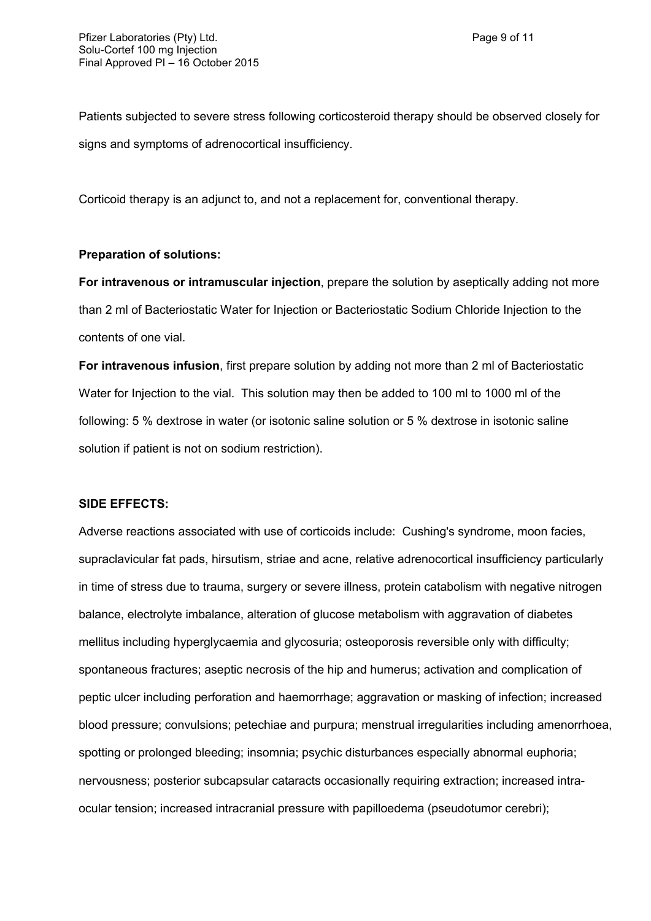Patients subjected to severe stress following corticosteroid therapy should be observed closely for signs and symptoms of adrenocortical insufficiency.

Corticoid therapy is an adjunct to, and not a replacement for, conventional therapy.

**Preparation of solutions:**

**For intravenous or intramuscular injection**, prepare the solution by aseptically adding not more than 2 ml of Bacteriostatic Water for Injection or Bacteriostatic Sodium Chloride Injection to the contents of one vial.

**For intravenous infusion**, first prepare solution by adding not more than 2 ml of Bacteriostatic Water for Injection to the vial. This solution may then be added to 100 ml to 1000 ml of the following: 5 % dextrose in water (or isotonic saline solution or 5 % dextrose in isotonic saline solution if patient is not on sodium restriction).

**SIDE EFFECTS:**

Adverse reactions associated with use of corticoids include: Cushing's syndrome, moon facies, supraclavicular fat pads, hirsutism, striae and acne, relative adrenocortical insufficiency particularly in time of stress due to trauma, surgery or severe illness, protein catabolism with negative nitrogen balance, electrolyte imbalance, alteration of glucose metabolism with aggravation of diabetes mellitus including hyperglycaemia and glycosuria; osteoporosis reversible only with difficulty; spontaneous fractures; aseptic necrosis of the hip and humerus; activation and complication of peptic ulcer including perforation and haemorrhage; aggravation or masking of infection; increased blood pressure; convulsions; petechiae and purpura; menstrual irregularities including amenorrhoea, spotting or prolonged bleeding; insomnia; psychic disturbances especially abnormal euphoria; nervousness; posterior subcapsular cataracts occasionally requiring extraction; increased intra-ocular tension; increased intracranial pressure with papilloedema (pseudotumor cerebri);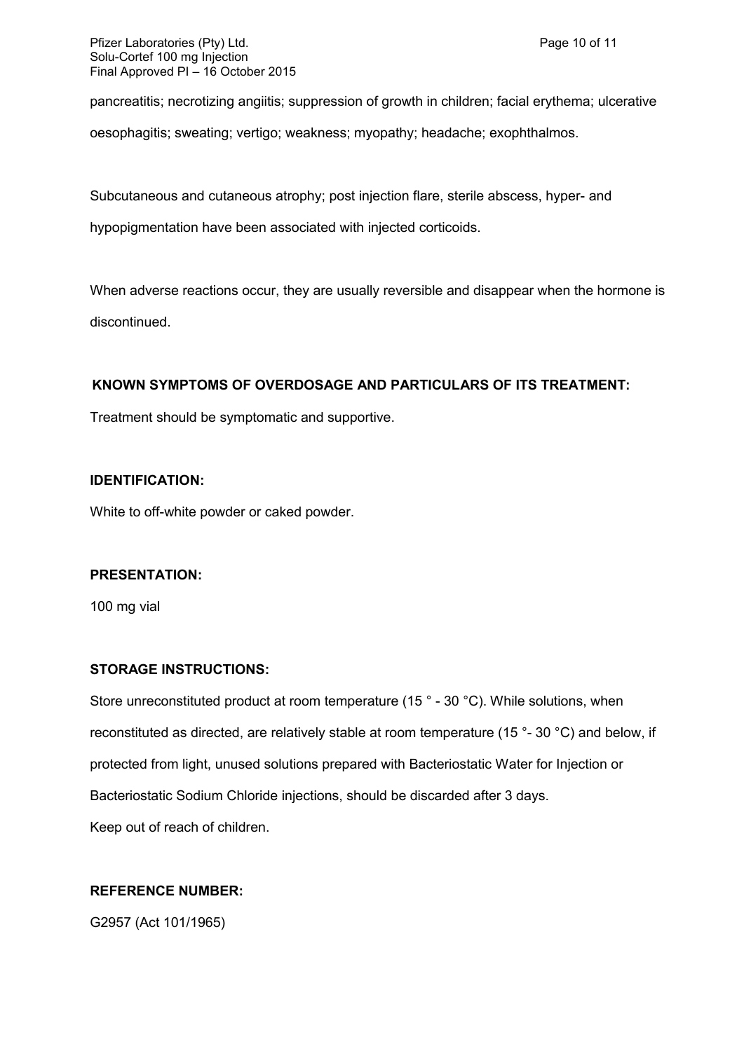pancreatitis; necrotizing angiitis; suppression of growth in children; facial erythema; ulcerative oesophagitis; sweating; vertigo; weakness; myopathy; headache; exophthalmos.

Subcutaneous and cutaneous atrophy; post injection flare, sterile abscess, hyper- and hypopigmentation have been associated with injected corticoids.

When adverse reactions occur, they are usually reversible and disappear when the hormone is discontinued.

**KNOWN SYMPTOMS OF OVERDOSAGE AND PARTICULARS OF ITS TREATMENT:**

Treatment should be symptomatic and supportive.

**IDENTIFICATION:**

White to off-white powder or caked powder.

**PRESENTATION:**

100 mg vial

**STORAGE INSTRUCTIONS:**

Store unreconstituted product at room temperature (15 ° - 30 °C). While solutions, when reconstituted as directed, are relatively stable at room temperature (15 °- 30 °C) and below, if protected from light, unused solutions prepared with Bacteriostatic Water for Injection or Bacteriostatic Sodium Chloride injections, should be discarded after 3 days.

Keep out of reach of children.

**REFERENCE NUMBER:**

G2957 (Act 101/1965)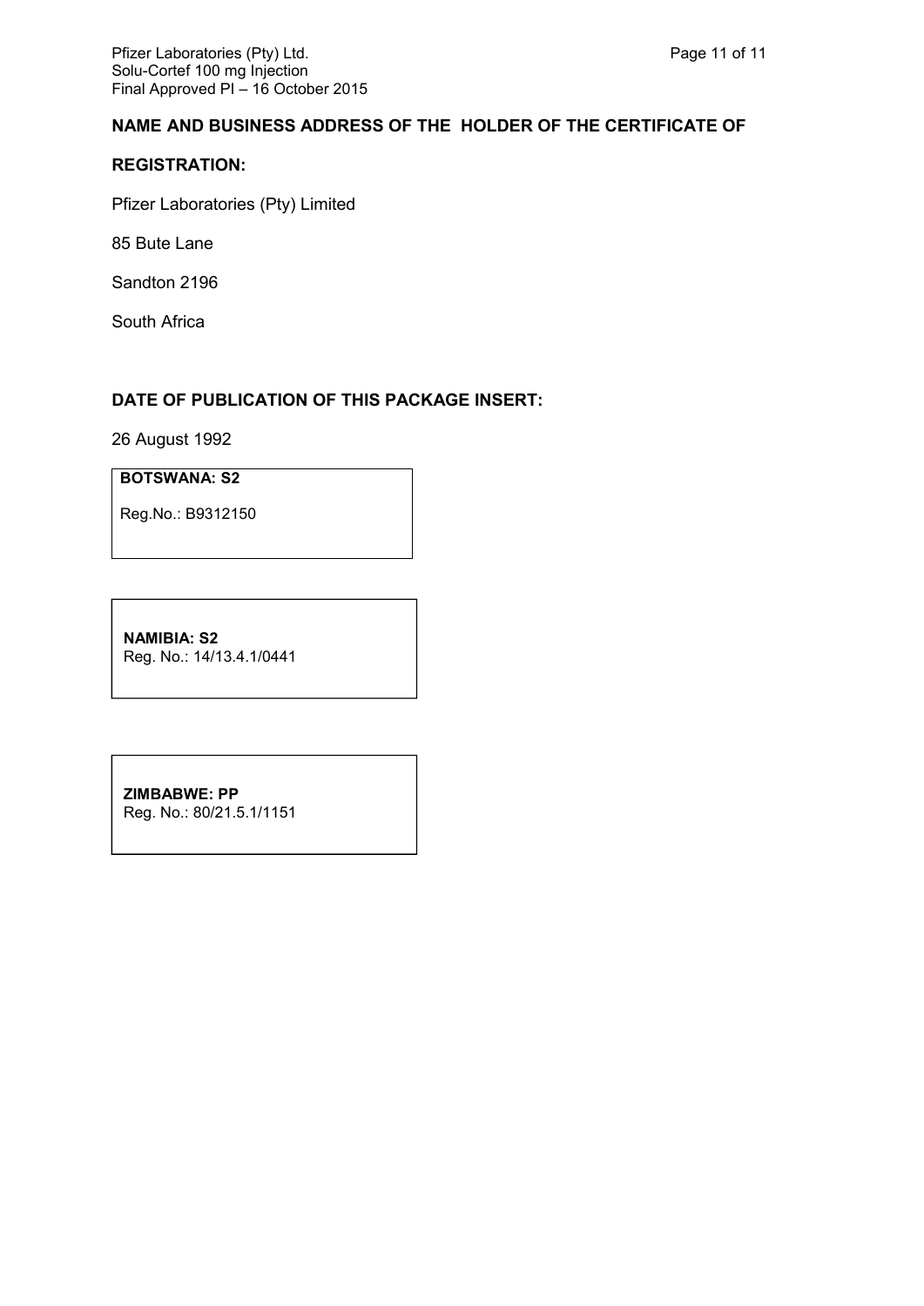**NAME AND BUSINESS ADDRESS OF THE HOLDER OF THE CERTIFICATE OF REGISTRATION:**

Pfizer Laboratories (Pty) Limited

85 Bute Lane

Sandton 2196

South Africa

**DATE OF PUBLICATION OF THIS PACKAGE INSERT:**

26 August 1992

**BOTSWANA: S2**
Reg.No.: B9312150

**NAMIBIA: S2**
Reg. No.: 14/13.4.1/0441

**ZIMBABWE: PP**
Reg. No.: 80/21.5.1/1151